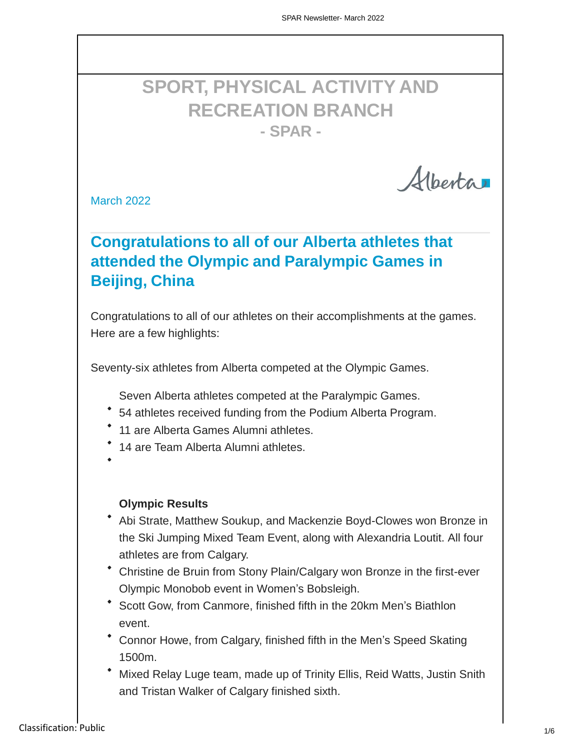# SPORT, PHYSICAL ACTIVITY AND RECREATION BRANCH

## - SPAR -

March 2022

## Congratulations to all of our Alberta athletes that attended the Olympic and Paralympic Games in Beijing, China

Congratulations to all of our athletes on their accomplishments at the games. Here are a few highlights:

Seventy-six athletes from Alberta competed at the Olympic Games.

- Seven Alberta athletes competed at the Paralympic Games.
- 54 athletes received funding from the Podium Alberta Program.
- 11 are Alberta Games Alumni athletes.
- 14 are Team Alberta Alumni athletes.

**Olympic Results**

- Abi Strate, Matthew Soukup, and Mackenzie Boyd-Clowes won Bronze in the Ski Jumping Mixed Team Event, along with Alexandria Loutit. All four athletes are from Calgary.
- Christine de Bruin from Stony Plain/Calgary won Bronze in the first-ever Olympic Monobob event in Women's Bobsleigh.
- Scott Gow, from Canmore, finished fifth in the 20km Men's Biathlon event.
- Connor Howe, from Calgary, finished fifth in the Men's Speed Skating 1500m.
- Mixed Relay Luge team, made up of Trinity Ellis, Reid Watts, Justin Snith and Tristan Walker of Calgary finished sixth.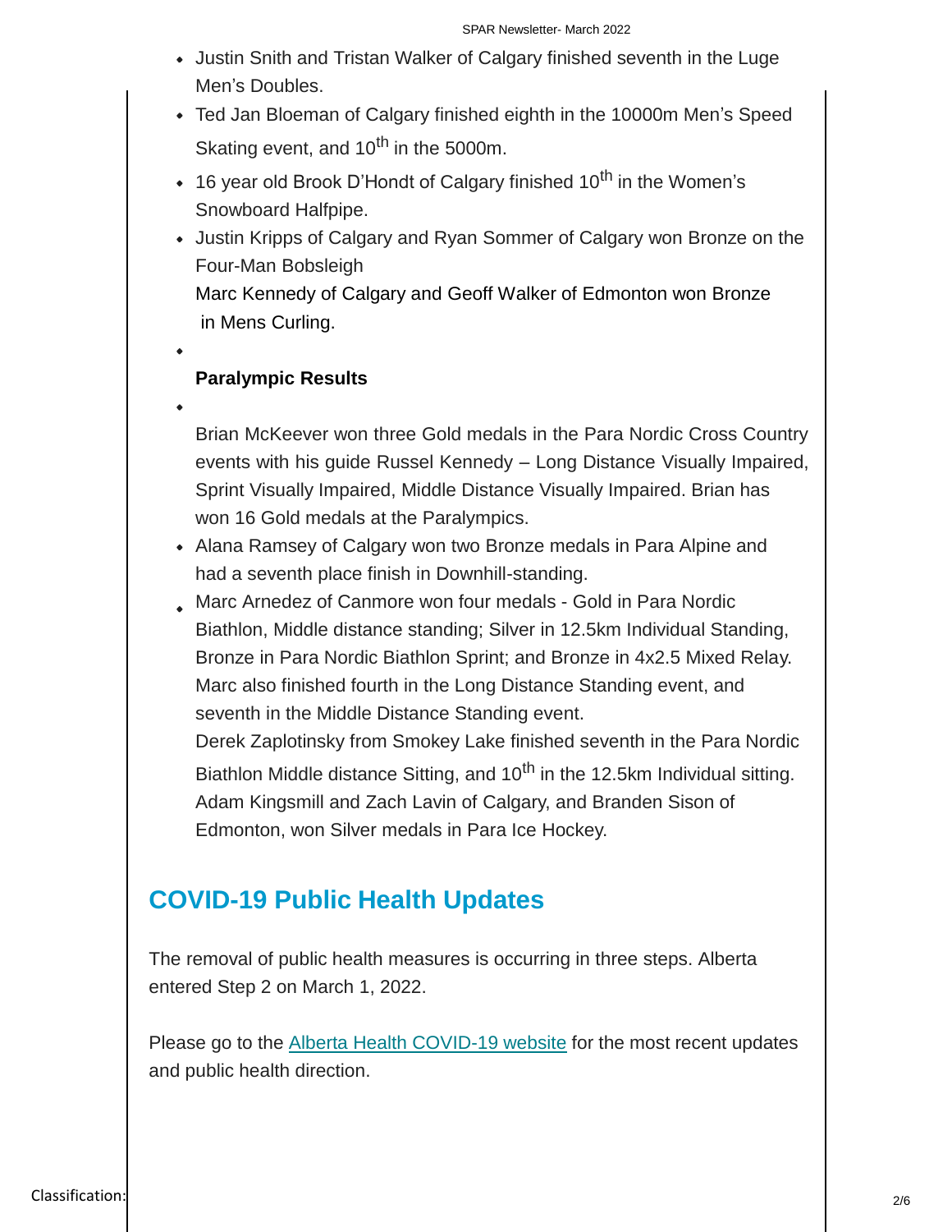- Justin Snith and Tristan Walker of Calgary finished seventh in the Luge Men's Doubles.
- Ted Jan Bloeman of Calgary finished eighth in the 10000m Men's Speed Skating event, and 10th in the 5000m.
- 16 year old Brook D'Hondt of Calgary finished 10th in the Women's Snowboard Halfpipe.
- Justin Kripps of Calgary and Ryan Sommer of Calgary won Bronze on the Four-Man Bobsleigh
  Marc Kennedy of Calgary and Geoff Walker of Edmonton won Bronze in Mens Curling.
- **Paralympic Results**
- Brian McKeever won three Gold medals in the Para Nordic Cross Country events with his guide Russel Kennedy – Long Distance Visually Impaired, Sprint Visually Impaired, Middle Distance Visually Impaired. Brian has won 16 Gold medals at the Paralympics.
- Alana Ramsey of Calgary won two Bronze medals in Para Alpine and had a seventh place finish in Downhill-standing.
- Marc Arnedez of Canmore won four medals - Gold in Para Nordic Biathlon, Middle distance standing; Silver in 12.5km Individual Standing, Bronze in Para Nordic Biathlon Sprint; and Bronze in 4x2.5 Mixed Relay. Marc also finished fourth in the Long Distance Standing event, and seventh in the Middle Distance Standing event.
  Derek Zaplotinsky from Smokey Lake finished seventh in the Para Nordic Biathlon Middle distance Sitting, and 10th in the 12.5km Individual sitting.
  Adam Kingsmill and Zach Lavin of Calgary, and Branden Sison of Edmonton, won Silver medals in Para Ice Hockey.

## COVID-19 Public Health Updates

The removal of public health measures is occurring in three steps. Alberta entered Step 2 on March 1, 2022.

Please go to the Alberta Health COVID-19 website for the most recent updates and public health direction.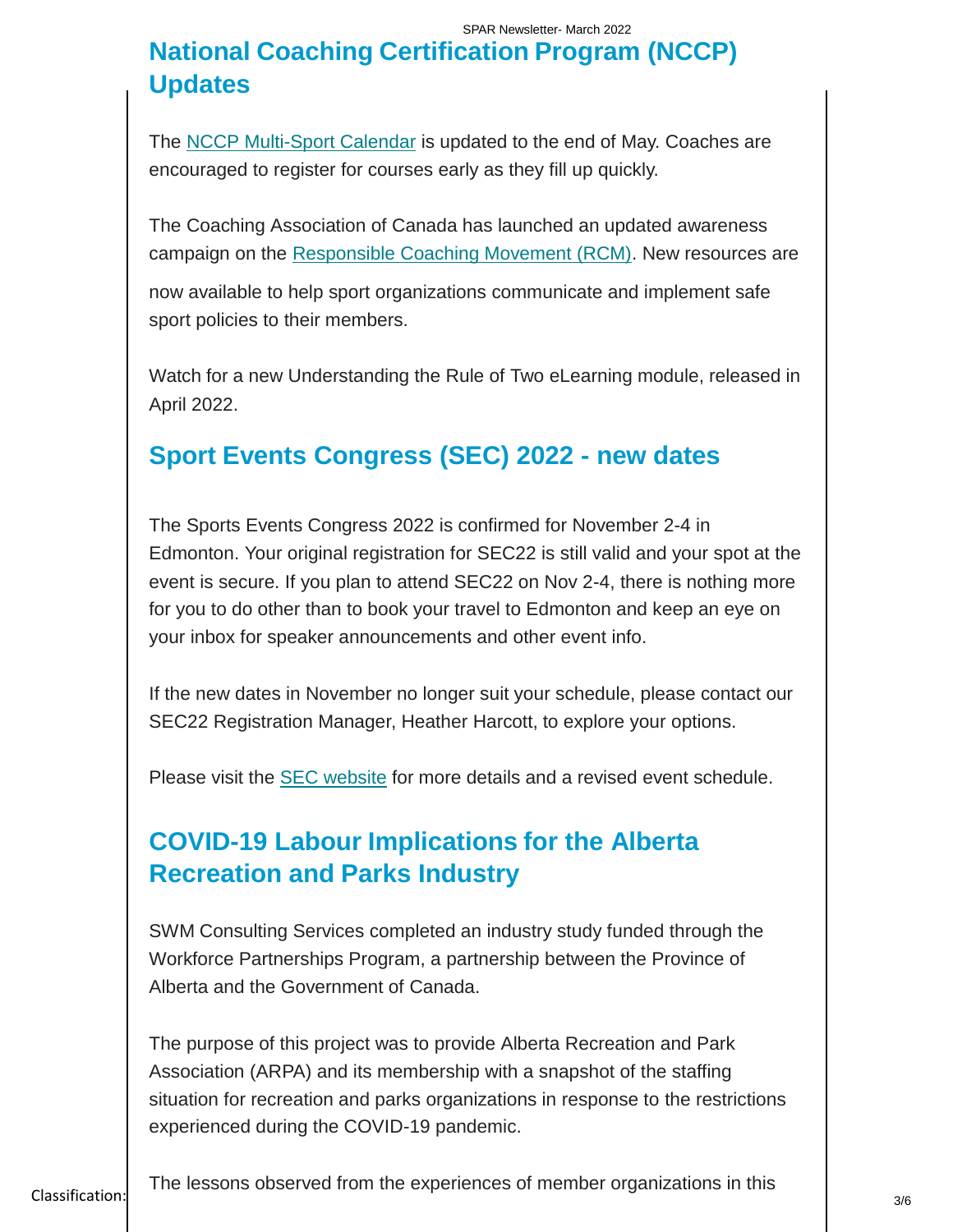## National Coaching Certification Program (NCCP) Updates

The NCCP Multi-Sport Calendar is updated to the end of May. Coaches are encouraged to register for courses early as they fill up quickly.

The Coaching Association of Canada has launched an updated awareness campaign on the Responsible Coaching Movement (RCM). New resources are now available to help sport organizations communicate and implement safe sport policies to their members.

Watch for a new Understanding the Rule of Two eLearning module, released in April 2022.

## Sport Events Congress (SEC) 2022 - new dates

The Sports Events Congress 2022 is confirmed for November 2-4 in Edmonton. Your original registration for SEC22 is still valid and your spot at the event is secure. If you plan to attend SEC22 on Nov 2-4, there is nothing more for you to do other than to book your travel to Edmonton and keep an eye on your inbox for speaker announcements and other event info.

If the new dates in November no longer suit your schedule, please contact our SEC22 Registration Manager, Heather Harcott, to explore your options.

Please visit the SEC website for more details and a revised event schedule.

## COVID-19 Labour Implications for the Alberta Recreation and Parks Industry

SWM Consulting Services completed an industry study funded through the Workforce Partnerships Program, a partnership between the Province of Alberta and the Government of Canada.

The purpose of this project was to provide Alberta Recreation and Park Association (ARPA) and its membership with a snapshot of the staffing situation for recreation and parks organizations in response to the restrictions experienced during the COVID-19 pandemic.

The lessons observed from the experiences of member organizations in this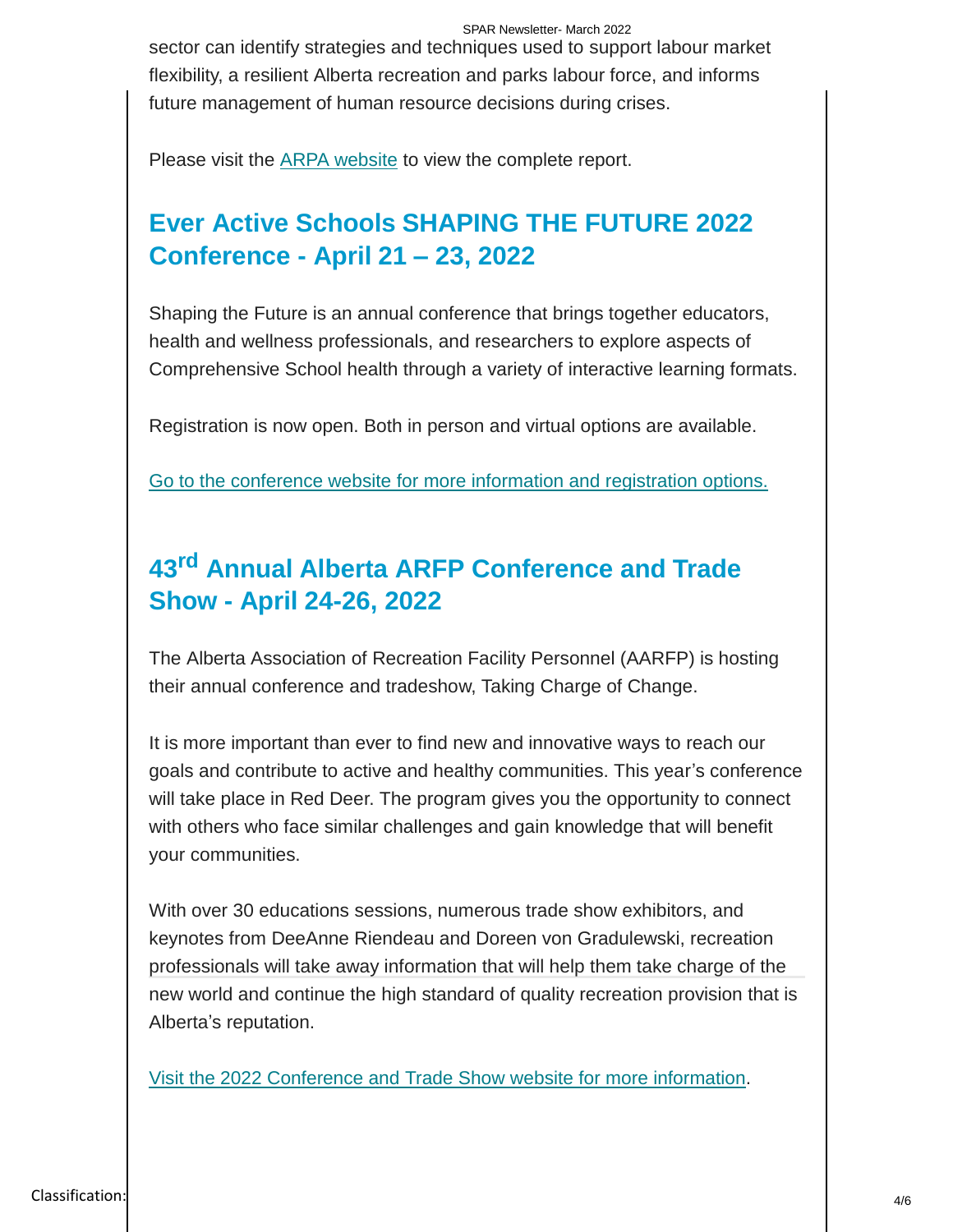sector can identify strategies and techniques used to support labour market flexibility, a resilient Alberta recreation and parks labour force, and informs future management of human resource decisions during crises.

Please visit the ARPA website to view the complete report.

## Ever Active Schools SHAPING THE FUTURE 2022 Conference - April 21 – 23, 2022

Shaping the Future is an annual conference that brings together educators, health and wellness professionals, and researchers to explore aspects of Comprehensive School health through a variety of interactive learning formats.

Registration is now open. Both in person and virtual options are available.

Go to the conference website for more information and registration options.

## 43rd Annual Alberta ARFP Conference and Trade Show - April 24-26, 2022

The Alberta Association of Recreation Facility Personnel (AARFP) is hosting their annual conference and tradeshow, Taking Charge of Change.

It is more important than ever to find new and innovative ways to reach our goals and contribute to active and healthy communities. This year's conference will take place in Red Deer. The program gives you the opportunity to connect with others who face similar challenges and gain knowledge that will benefit your communities.

With over 30 educations sessions, numerous trade show exhibitors, and keynotes from DeeAnne Riendeau and Doreen von Gradulewski, recreation professionals will take away information that will help them take charge of the new world and continue the high standard of quality recreation provision that is Alberta's reputation.

Visit the 2022 Conference and Trade Show website for more information.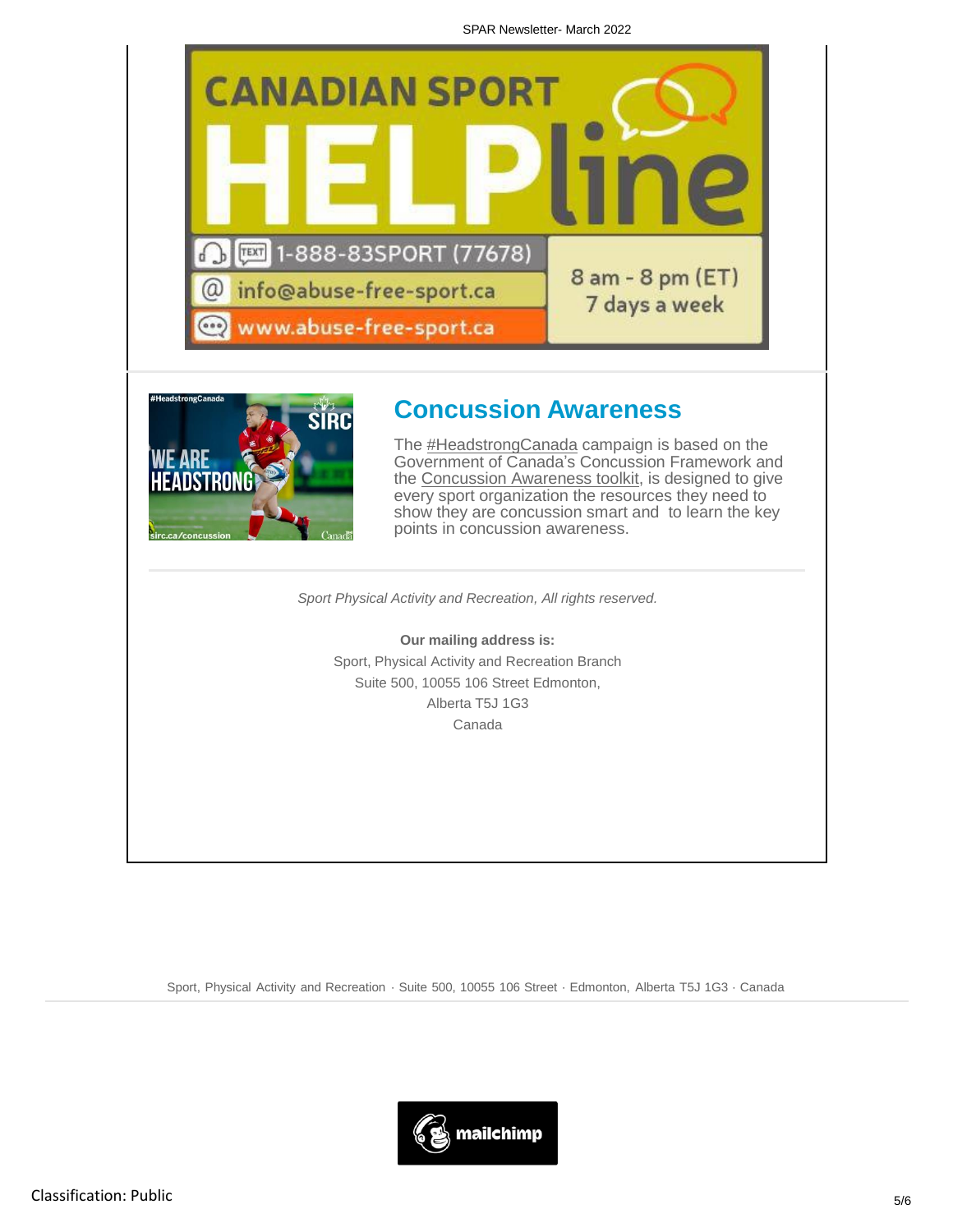CANADIAN SPORT HELPline

1-888-83SPORT (77678)

info@abuse-free-sport.ca

www.abuse-free-sport.ca

8 am - 8 pm (ET)
7 days a week

## Concussion Awareness

The #HeadstrongCanada campaign is based on the Government of Canada's Concussion Framework and the Concussion Awareness toolkit, is designed to give every sport organization the resources they need to show they are concussion smart and to learn the key points in concussion awareness.

*Sport Physical Activity and Recreation, All rights reserved.*

**Our mailing address is:**
Sport, Physical Activity and Recreation Branch
Suite 500, 10055 106 Street Edmonton,
Alberta T5J 1G3
Canada

Sport, Physical Activity and Recreation · Suite 500, 10055 106 Street · Edmonton, Alberta T5J 1G3 · Canada

Classification: Public